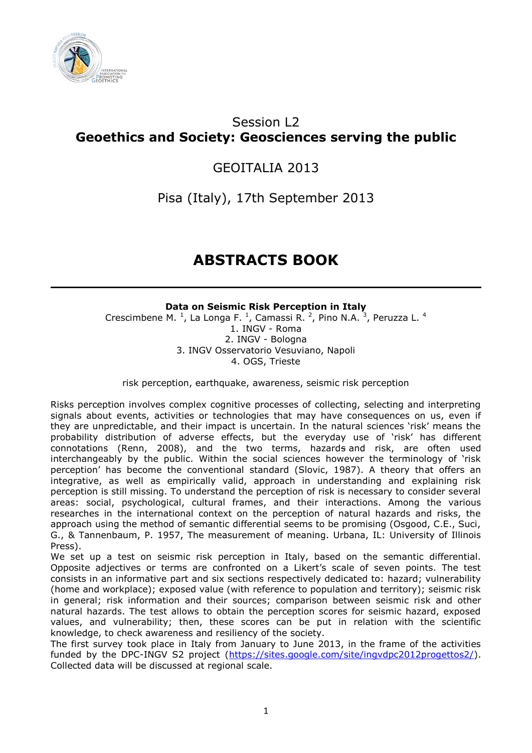## Session L2

# Geoethics and Society: Geosciences serving the public

## GEOITALIA 2013

## Pisa (Italy), 17th September 2013

# ABSTRACTS BOOK

---

**Data on Seismic Risk Perception in Italy**

Crescimbene M. [1], La Longa F. [1], Camassi R. [2], Pino N.A. [3], Peruzza L. [4]

1. INGV - Roma
2. INGV - Bologna
3. INGV Osservatorio Vesuviano, Napoli
4. OGS, Trieste

risk perception, earthquake, awareness, seismic risk perception

Risks perception involves complex cognitive processes of collecting, selecting and interpreting signals about events, activities or technologies that may have consequences on us, even if they are unpredictable, and their impact is uncertain. In the natural sciences 'risk' means the probability distribution of adverse effects, but the everyday use of 'risk' has different connotations (Renn, 2008), and the two terms, hazards and risk, are often used interchangeably by the public. Within the social sciences however the terminology of 'risk perception' has become the conventional standard (Slovic, 1987). A theory that offers an integrative, as well as empirically valid, approach in understanding and explaining risk perception is still missing. To understand the perception of risk is necessary to consider several areas: social, psychological, cultural frames, and their interactions. Among the various researches in the international context on the perception of natural hazards and risks, the approach using the method of semantic differential seems to be promising (Osgood, C.E., Suci, G., & Tannenbaum, P. 1957, The measurement of meaning. Urbana, IL: University of Illinois Press).

We set up a test on seismic risk perception in Italy, based on the semantic differential. Opposite adjectives or terms are confronted on a Likert's scale of seven points. The test consists in an informative part and six sections respectively dedicated to: hazard; vulnerability (home and workplace); exposed value (with reference to population and territory); seismic risk in general; risk information and their sources; comparison between seismic risk and other natural hazards. The test allows to obtain the perception scores for seismic hazard, exposed values, and vulnerability; then, these scores can be put in relation with the scientific knowledge, to check awareness and resiliency of the society.

The first survey took place in Italy from January to June 2013, in the frame of the activities funded by the DPC-INGV S2 project (https://sites.google.com/site/ingvdpc2012progettos2/). Collected data will be discussed at regional scale.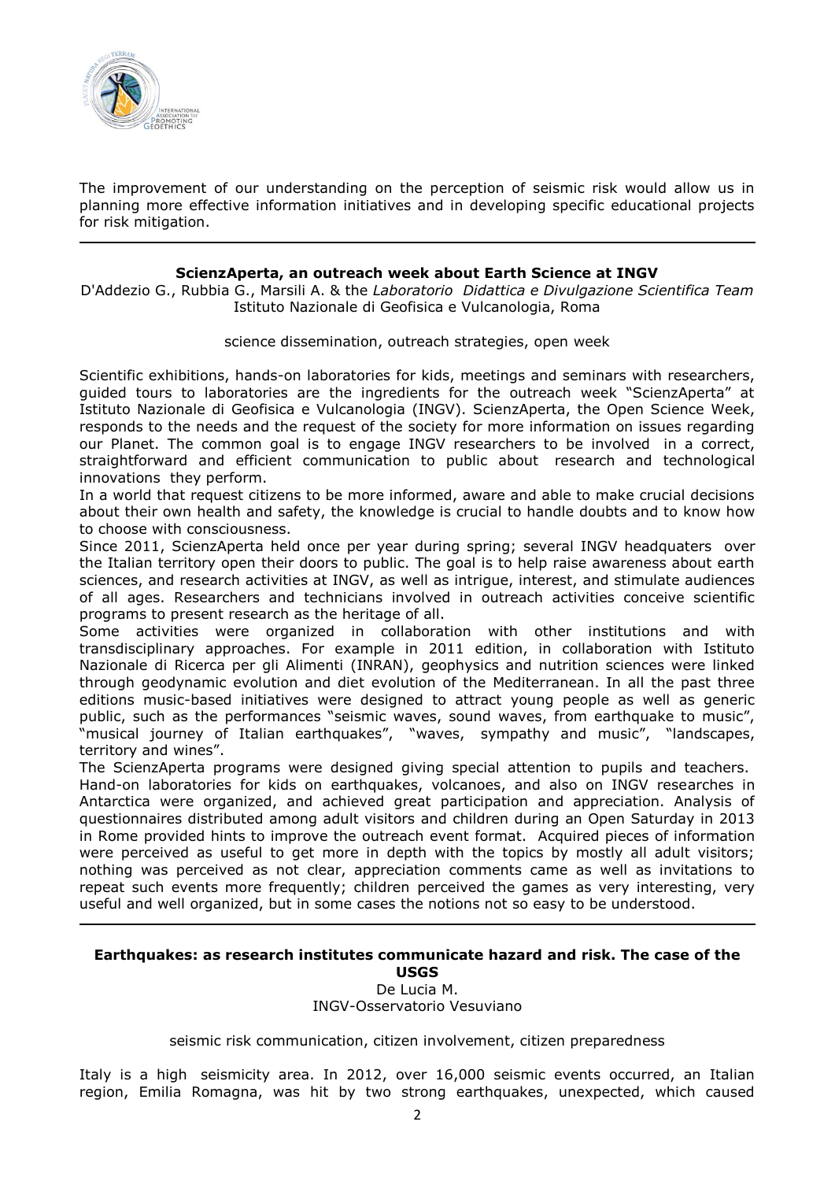The improvement of our understanding on the perception of seismic risk would allow us in planning more effective information initiatives and in developing specific educational projects for risk mitigation.

---

### ScienzAperta, an outreach week about Earth Science at INGV

D'Addezio G., Rubbia G., Marsili A. & the *Laboratorio Didattica e Divulgazione Scientifica Team*
Istituto Nazionale di Geofisica e Vulcanologia, Roma

science dissemination, outreach strategies, open week

Scientific exhibitions, hands-on laboratories for kids, meetings and seminars with researchers, guided tours to laboratories are the ingredients for the outreach week "ScienzAperta" at Istituto Nazionale di Geofisica e Vulcanologia (INGV). ScienzAperta, the Open Science Week, responds to the needs and the request of the society for more information on issues regarding our Planet. The common goal is to engage INGV researchers to be involved in a correct, straightforward and efficient communication to public about research and technological innovations they perform.

In a world that request citizens to be more informed, aware and able to make crucial decisions about their own health and safety, the knowledge is crucial to handle doubts and to know how to choose with consciousness.

Since 2011, ScienzAperta held once per year during spring; several INGV headquaters over the Italian territory open their doors to public. The goal is to help raise awareness about earth sciences, and research activities at INGV, as well as intrigue, interest, and stimulate audiences of all ages. Researchers and technicians involved in outreach activities conceive scientific programs to present research as the heritage of all.

Some activities were organized in collaboration with other institutions and with transdisciplinary approaches. For example in 2011 edition, in collaboration with Istituto Nazionale di Ricerca per gli Alimenti (INRAN), geophysics and nutrition sciences were linked through geodynamic evolution and diet evolution of the Mediterranean. In all the past three editions music-based initiatives were designed to attract young people as well as generic public, such as the performances "seismic waves, sound waves, from earthquake to music", "musical journey of Italian earthquakes", "waves, sympathy and music", "landscapes, territory and wines".

The ScienzAperta programs were designed giving special attention to pupils and teachers. Hand-on laboratories for kids on earthquakes, volcanoes, and also on INGV researches in Antarctica were organized, and achieved great participation and appreciation. Analysis of questionnaires distributed among adult visitors and children during an Open Saturday in 2013 in Rome provided hints to improve the outreach event format. Acquired pieces of information were perceived as useful to get more in depth with the topics by mostly all adult visitors; nothing was perceived as not clear, appreciation comments came as well as invitations to repeat such events more frequently; children perceived the games as very interesting, very useful and well organized, but in some cases the notions not so easy to be understood.

---

### Earthquakes: as research institutes communicate hazard and risk. The case of the USGS

De Lucia M.
INGV-Osservatorio Vesuviano

seismic risk communication, citizen involvement, citizen preparedness

Italy is a high seismicity area. In 2012, over 16,000 seismic events occurred, an Italian region, Emilia Romagna, was hit by two strong earthquakes, unexpected, which caused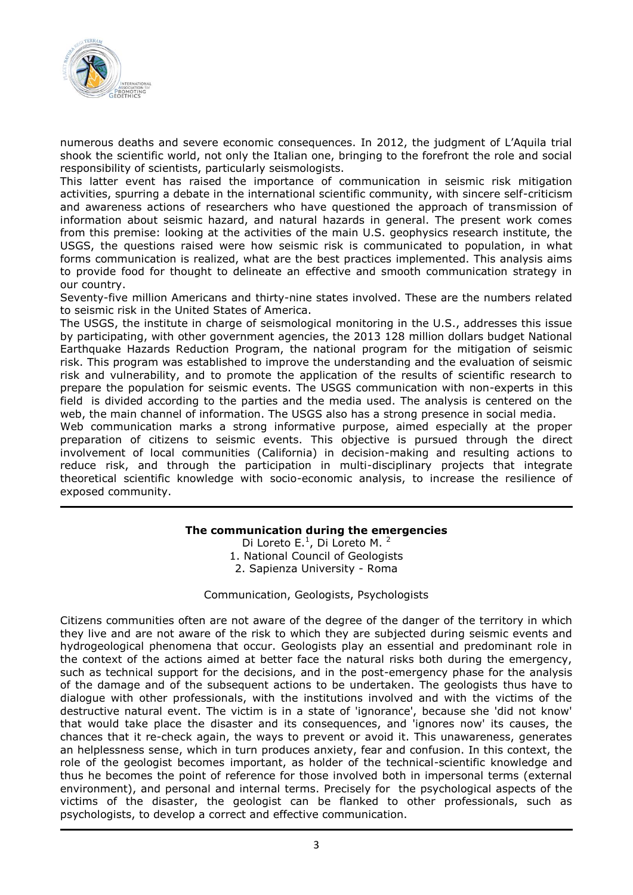numerous deaths and severe economic consequences. In 2012, the judgment of L'Aquila trial shook the scientific world, not only the Italian one, bringing to the forefront the role and social responsibility of scientists, particularly seismologists.

This latter event has raised the importance of communication in seismic risk mitigation activities, spurring a debate in the international scientific community, with sincere self-criticism and awareness actions of researchers who have questioned the approach of transmission of information about seismic hazard, and natural hazards in general. The present work comes from this premise: looking at the activities of the main U.S. geophysics research institute, the USGS, the questions raised were how seismic risk is communicated to population, in what forms communication is realized, what are the best practices implemented. This analysis aims to provide food for thought to delineate an effective and smooth communication strategy in our country.

Seventy-five million Americans and thirty-nine states involved. These are the numbers related to seismic risk in the United States of America.

The USGS, the institute in charge of seismological monitoring in the U.S., addresses this issue by participating, with other government agencies, the 2013 128 million dollars budget National Earthquake Hazards Reduction Program, the national program for the mitigation of seismic risk. This program was established to improve the understanding and the evaluation of seismic risk and vulnerability, and to promote the application of the results of scientific research to prepare the population for seismic events. The USGS communication with non-experts in this field is divided according to the parties and the media used. The analysis is centered on the web, the main channel of information. The USGS also has a strong presence in social media.

Web communication marks a strong informative purpose, aimed especially at the proper preparation of citizens to seismic events. This objective is pursued through the direct involvement of local communities (California) in decision-making and resulting actions to reduce risk, and through the participation in multi-disciplinary projects that integrate theoretical scientific knowledge with socio-economic analysis, to increase the resilience of exposed community.

---

## The communication during the emergencies

Di Loreto E.[1], Di Loreto M. [2]

1. National Council of Geologists
2. Sapienza University - Roma

Communication, Geologists, Psychologists

Citizens communities often are not aware of the degree of the danger of the territory in which they live and are not aware of the risk to which they are subjected during seismic events and hydrogeological phenomena that occur. Geologists play an essential and predominant role in the context of the actions aimed at better face the natural risks both during the emergency, such as technical support for the decisions, and in the post-emergency phase for the analysis of the damage and of the subsequent actions to be undertaken. The geologists thus have to dialogue with other professionals, with the institutions involved and with the victims of the destructive natural event. The victim is in a state of 'ignorance', because she 'did not know' that would take place the disaster and its consequences, and 'ignores now' its causes, the chances that it re-check again, the ways to prevent or avoid it. This unawareness, generates an helplessness sense, which in turn produces anxiety, fear and confusion. In this context, the role of the geologist becomes important, as holder of the technical-scientific knowledge and thus he becomes the point of reference for those involved both in impersonal terms (external environment), and personal and internal terms. Precisely for the psychological aspects of the victims of the disaster, the geologist can be flanked to other professionals, such as psychologists, to develop a correct and effective communication.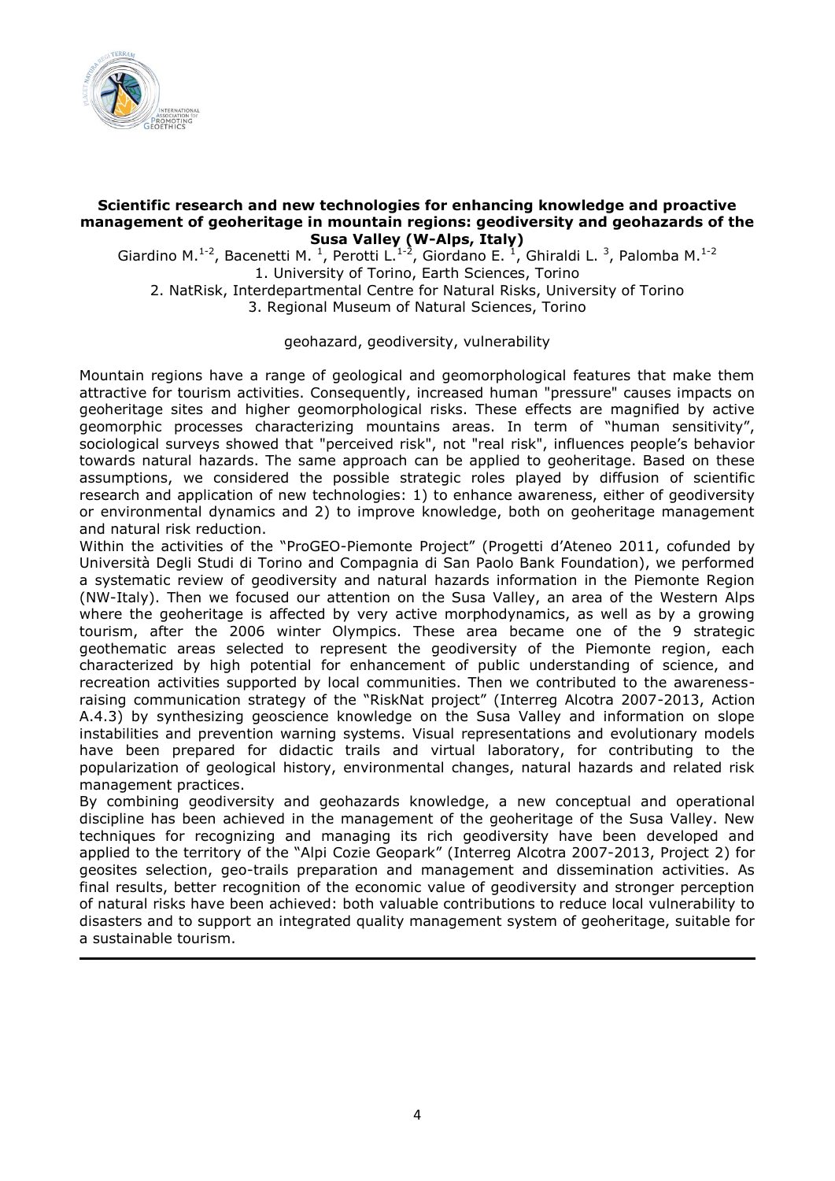**Scientific research and new technologies for enhancing knowledge and proactive management of geoheritage in mountain regions: geodiversity and geohazards of the Susa Valley (W-Alps, Italy)**

Giardino M.[1-2], Bacenetti M. [1], Perotti L.[1-2], Giordano E. [1], Ghiraldi L. [3], Palomba M.[1-2]

1. University of Torino, Earth Sciences, Torino
2. NatRisk, Interdepartmental Centre for Natural Risks, University of Torino
3. Regional Museum of Natural Sciences, Torino

geohazard, geodiversity, vulnerability

Mountain regions have a range of geological and geomorphological features that make them attractive for tourism activities. Consequently, increased human "pressure" causes impacts on geoheritage sites and higher geomorphological risks. These effects are magnified by active geomorphic processes characterizing mountains areas. In term of "human sensitivity", sociological surveys showed that "perceived risk", not "real risk", influences people's behavior towards natural hazards. The same approach can be applied to geoheritage. Based on these assumptions, we considered the possible strategic roles played by diffusion of scientific research and application of new technologies: 1) to enhance awareness, either of geodiversity or environmental dynamics and 2) to improve knowledge, both on geoheritage management and natural risk reduction.

Within the activities of the "ProGEO-Piemonte Project" (Progetti d'Ateneo 2011, cofunded by Università Degli Studi di Torino and Compagnia di San Paolo Bank Foundation), we performed a systematic review of geodiversity and natural hazards information in the Piemonte Region (NW-Italy). Then we focused our attention on the Susa Valley, an area of the Western Alps where the geoheritage is affected by very active morphodynamics, as well as by a growing tourism, after the 2006 winter Olympics. These area became one of the 9 strategic geothematic areas selected to represent the geodiversity of the Piemonte region, each characterized by high potential for enhancement of public understanding of science, and recreation activities supported by local communities. Then we contributed to the awareness-raising communication strategy of the "RiskNat project" (Interreg Alcotra 2007-2013, Action A.4.3) by synthesizing geoscience knowledge on the Susa Valley and information on slope instabilities and prevention warning systems. Visual representations and evolutionary models have been prepared for didactic trails and virtual laboratory, for contributing to the popularization of geological history, environmental changes, natural hazards and related risk management practices.

By combining geodiversity and geohazards knowledge, a new conceptual and operational discipline has been achieved in the management of the geoheritage of the Susa Valley. New techniques for recognizing and managing its rich geodiversity have been developed and applied to the territory of the "Alpi Cozie Geopark" (Interreg Alcotra 2007-2013, Project 2) for geosites selection, geo-trails preparation and management and dissemination activities. As final results, better recognition of the economic value of geodiversity and stronger perception of natural risks have been achieved: both valuable contributions to reduce local vulnerability to disasters and to support an integrated quality management system of geoheritage, suitable for a sustainable tourism.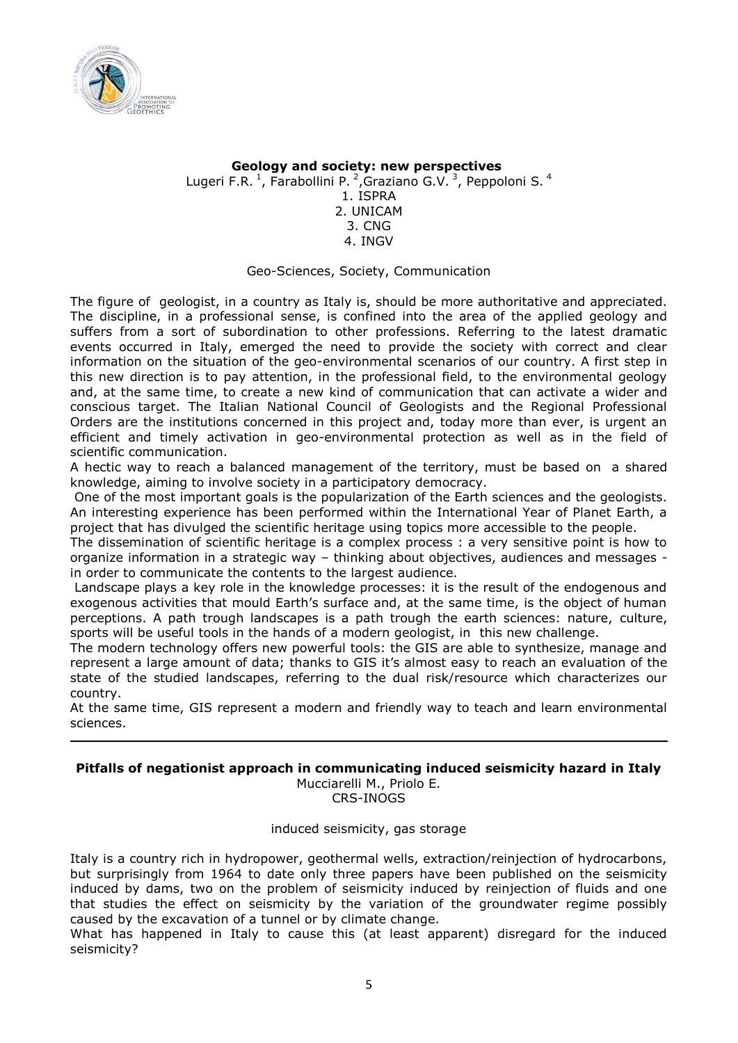## Geology and society: new perspectives

Lugeri F.R. [1], Farabollini P. [2], Graziano G.V. [3], Peppoloni S. [4]

1. ISPRA
2. UNICAM
3. CNG
4. INGV

Geo-Sciences, Society, Communication

The figure of geologist, in a country as Italy is, should be more authoritative and appreciated. The discipline, in a professional sense, is confined into the area of the applied geology and suffers from a sort of subordination to other professions. Referring to the latest dramatic events occurred in Italy, emerged the need to provide the society with correct and clear information on the situation of the geo-environmental scenarios of our country. A first step in this new direction is to pay attention, in the professional field, to the environmental geology and, at the same time, to create a new kind of communication that can activate a wider and conscious target. The Italian National Council of Geologists and the Regional Professional Orders are the institutions concerned in this project and, today more than ever, is urgent an efficient and timely activation in geo-environmental protection as well as in the field of scientific communication.

A hectic way to reach a balanced management of the territory, must be based on a shared knowledge, aiming to involve society in a participatory democracy.

One of the most important goals is the popularization of the Earth sciences and the geologists. An interesting experience has been performed within the International Year of Planet Earth, a project that has divulged the scientific heritage using topics more accessible to the people.

The dissemination of scientific heritage is a complex process : a very sensitive point is how to organize information in a strategic way – thinking about objectives, audiences and messages - in order to communicate the contents to the largest audience.

Landscape plays a key role in the knowledge processes: it is the result of the endogenous and exogenous activities that mould Earth's surface and, at the same time, is the object of human perceptions. A path trough landscapes is a path trough the earth sciences: nature, culture, sports will be useful tools in the hands of a modern geologist, in this new challenge.

The modern technology offers new powerful tools: the GIS are able to synthesize, manage and represent a large amount of data; thanks to GIS it's almost easy to reach an evaluation of the state of the studied landscapes, referring to the dual risk/resource which characterizes our country.

At the same time, GIS represent a modern and friendly way to teach and learn environmental sciences.

---

## Pitfalls of negationist approach in communicating induced seismicity hazard in Italy

Mucciarelli M., Priolo E.

CRS-INOGS

induced seismicity, gas storage

Italy is a country rich in hydropower, geothermal wells, extraction/reinjection of hydrocarbons, but surprisingly from 1964 to date only three papers have been published on the seismicity induced by dams, two on the problem of seismicity induced by reinjection of fluids and one that studies the effect on seismicity by the variation of the groundwater regime possibly caused by the excavation of a tunnel or by climate change.

What has happened in Italy to cause this (at least apparent) disregard for the induced seismicity?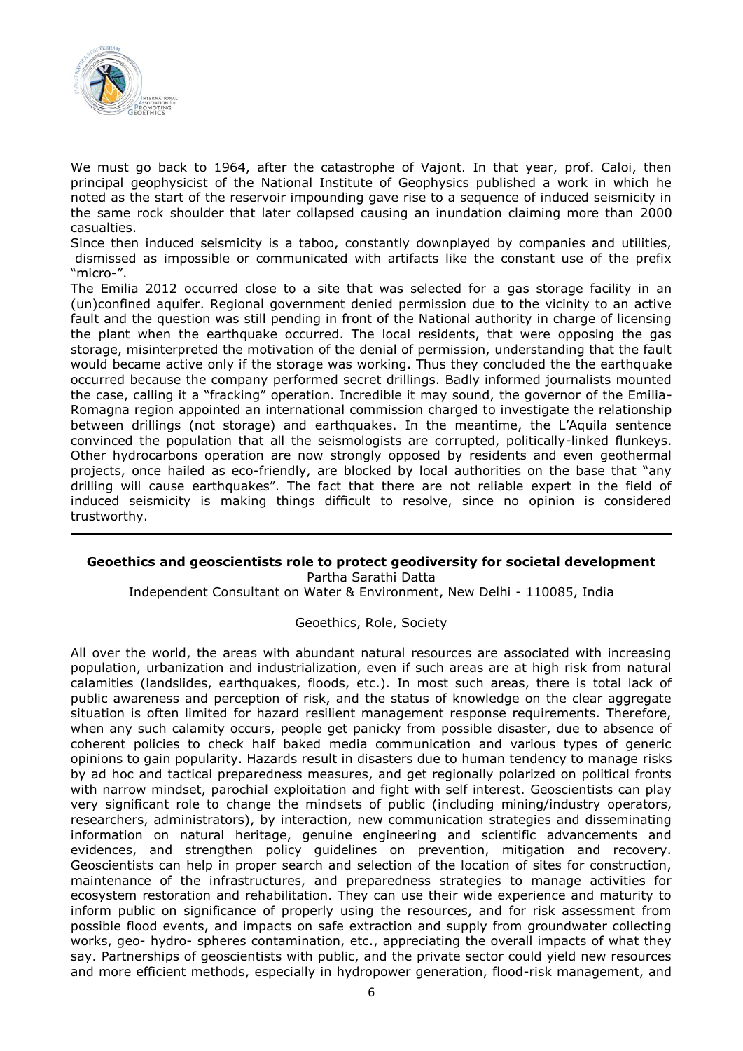We must go back to 1964, after the catastrophe of Vajont. In that year, prof. Caloi, then principal geophysicist of the National Institute of Geophysics published a work in which he noted as the start of the reservoir impounding gave rise to a sequence of induced seismicity in the same rock shoulder that later collapsed causing an inundation claiming more than 2000 casualties.

Since then induced seismicity is a taboo, constantly downplayed by companies and utilities, dismissed as impossible or communicated with artifacts like the constant use of the prefix "micro-".

The Emilia 2012 occurred close to a site that was selected for a gas storage facility in an (un)confined aquifer. Regional government denied permission due to the vicinity to an active fault and the question was still pending in front of the National authority in charge of licensing the plant when the earthquake occurred. The local residents, that were opposing the gas storage, misinterpreted the motivation of the denial of permission, understanding that the fault would became active only if the storage was working. Thus they concluded the the earthquake occurred because the company performed secret drillings. Badly informed journalists mounted the case, calling it a "fracking" operation. Incredible it may sound, the governor of the Emilia-Romagna region appointed an international commission charged to investigate the relationship between drillings (not storage) and earthquakes. In the meantime, the L'Aquila sentence convinced the population that all the seismologists are corrupted, politically-linked flunkeys. Other hydrocarbons operation are now strongly opposed by residents and even geothermal projects, once hailed as eco-friendly, are blocked by local authorities on the base that "any drilling will cause earthquakes". The fact that there are not reliable expert in the field of induced seismicity is making things difficult to resolve, since no opinion is considered trustworthy.

---

**Geoethics and geoscientists role to protect geodiversity for societal development**

Partha Sarathi Datta

Independent Consultant on Water & Environment, New Delhi - 110085, India

Geoethics, Role, Society

All over the world, the areas with abundant natural resources are associated with increasing population, urbanization and industrialization, even if such areas are at high risk from natural calamities (landslides, earthquakes, floods, etc.). In most such areas, there is total lack of public awareness and perception of risk, and the status of knowledge on the clear aggregate situation is often limited for hazard resilient management response requirements. Therefore, when any such calamity occurs, people get panicky from possible disaster, due to absence of coherent policies to check half baked media communication and various types of generic opinions to gain popularity. Hazards result in disasters due to human tendency to manage risks by ad hoc and tactical preparedness measures, and get regionally polarized on political fronts with narrow mindset, parochial exploitation and fight with self interest. Geoscientists can play very significant role to change the mindsets of public (including mining/industry operators, researchers, administrators), by interaction, new communication strategies and disseminating information on natural heritage, genuine engineering and scientific advancements and evidences, and strengthen policy guidelines on prevention, mitigation and recovery. Geoscientists can help in proper search and selection of the location of sites for construction, maintenance of the infrastructures, and preparedness strategies to manage activities for ecosystem restoration and rehabilitation. They can use their wide experience and maturity to inform public on significance of properly using the resources, and for risk assessment from possible flood events, and impacts on safe extraction and supply from groundwater collecting works, geo- hydro- spheres contamination, etc., appreciating the overall impacts of what they say. Partnerships of geoscientists with public, and the private sector could yield new resources and more efficient methods, especially in hydropower generation, flood-risk management, and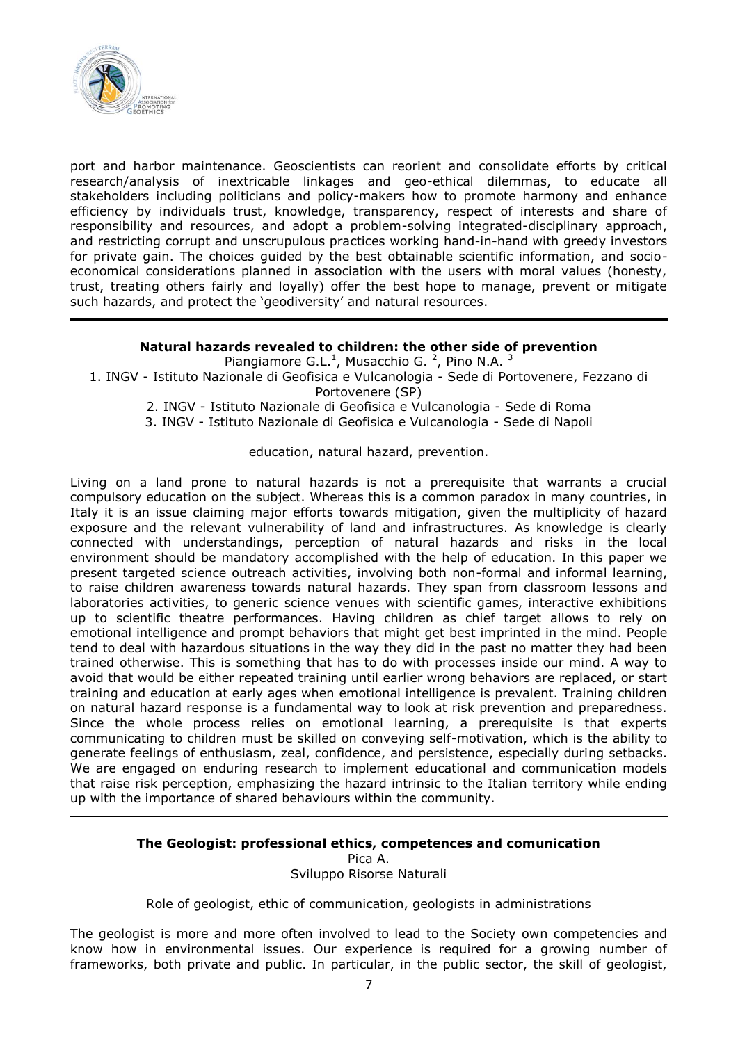port and harbor maintenance. Geoscientists can reorient and consolidate efforts by critical research/analysis of inextricable linkages and geo-ethical dilemmas, to educate all stakeholders including politicians and policy-makers how to promote harmony and enhance efficiency by individuals trust, knowledge, transparency, respect of interests and share of responsibility and resources, and adopt a problem-solving integrated-disciplinary approach, and restricting corrupt and unscrupulous practices working hand-in-hand with greedy investors for private gain. The choices guided by the best obtainable scientific information, and socio-economical considerations planned in association with the users with moral values (honesty, trust, treating others fairly and loyally) offer the best hope to manage, prevent or mitigate such hazards, and protect the 'geodiversity' and natural resources.

---

**Natural hazards revealed to children: the other side of prevention**

Piangiamore G.L.[1], Musacchio G. [2], Pino N.A. [3]

1. INGV - Istituto Nazionale di Geofisica e Vulcanologia - Sede di Portovenere, Fezzano di Portovenere (SP)
2. INGV - Istituto Nazionale di Geofisica e Vulcanologia - Sede di Roma
3. INGV - Istituto Nazionale di Geofisica e Vulcanologia - Sede di Napoli

education, natural hazard, prevention.

Living on a land prone to natural hazards is not a prerequisite that warrants a crucial compulsory education on the subject. Whereas this is a common paradox in many countries, in Italy it is an issue claiming major efforts towards mitigation, given the multiplicity of hazard exposure and the relevant vulnerability of land and infrastructures. As knowledge is clearly connected with understandings, perception of natural hazards and risks in the local environment should be mandatory accomplished with the help of education. In this paper we present targeted science outreach activities, involving both non-formal and informal learning, to raise children awareness towards natural hazards. They span from classroom lessons and laboratories activities, to generic science venues with scientific games, interactive exhibitions up to scientific theatre performances. Having children as chief target allows to rely on emotional intelligence and prompt behaviors that might get best imprinted in the mind. People tend to deal with hazardous situations in the way they did in the past no matter they had been trained otherwise. This is something that has to do with processes inside our mind. A way to avoid that would be either repeated training until earlier wrong behaviors are replaced, or start training and education at early ages when emotional intelligence is prevalent. Training children on natural hazard response is a fundamental way to look at risk prevention and preparedness. Since the whole process relies on emotional learning, a prerequisite is that experts communicating to children must be skilled on conveying self-motivation, which is the ability to generate feelings of enthusiasm, zeal, confidence, and persistence, especially during setbacks. We are engaged on enduring research to implement educational and communication models that raise risk perception, emphasizing the hazard intrinsic to the Italian territory while ending up with the importance of shared behaviours within the community.

---

**The Geologist: professional ethics, competences and comunication**

Pica A.

Sviluppo Risorse Naturali

Role of geologist, ethic of communication, geologists in administrations

The geologist is more and more often involved to lead to the Society own competencies and know how in environmental issues. Our experience is required for a growing number of frameworks, both private and public. In particular, in the public sector, the skill of geologist,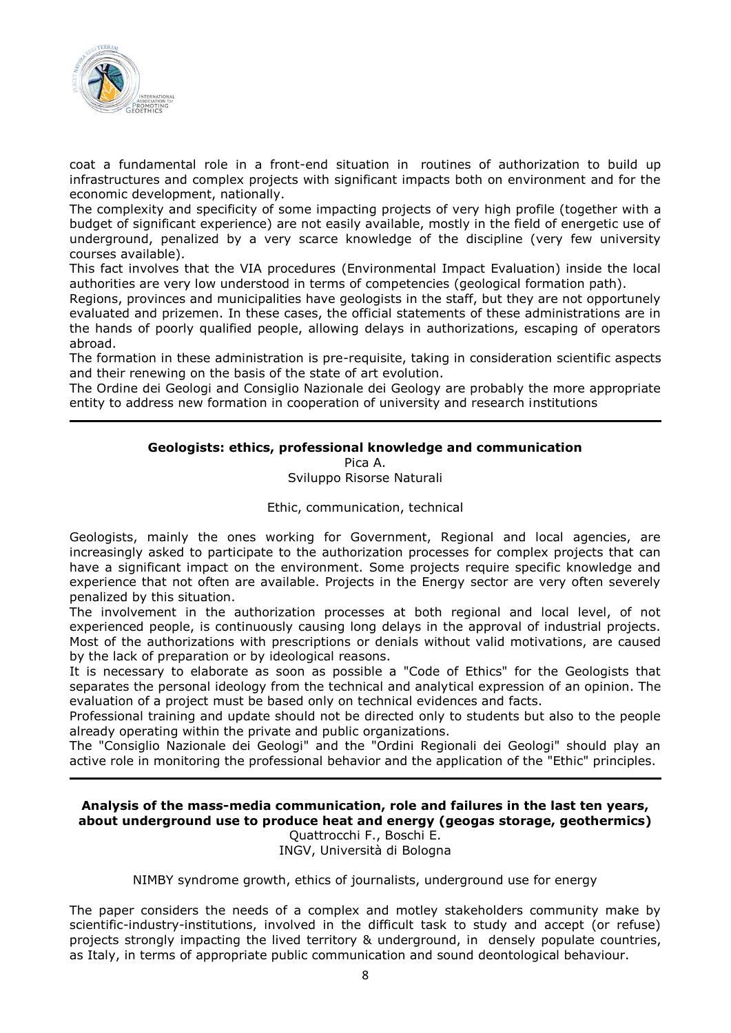coat a fundamental role in a front-end situation in routines of authorization to build up infrastructures and complex projects with significant impacts both on environment and for the economic development, nationally.

The complexity and specificity of some impacting projects of very high profile (together with a budget of significant experience) are not easily available, mostly in the field of energetic use of underground, penalized by a very scarce knowledge of the discipline (very few university courses available).

This fact involves that the VIA procedures (Environmental Impact Evaluation) inside the local authorities are very low understood in terms of competencies (geological formation path).

Regions, provinces and municipalities have geologists in the staff, but they are not opportunely evaluated and prizemen. In these cases, the official statements of these administrations are in the hands of poorly qualified people, allowing delays in authorizations, escaping of operators abroad.

The formation in these administration is pre-requisite, taking in consideration scientific aspects and their renewing on the basis of the state of art evolution.

The Ordine dei Geologi and Consiglio Nazionale dei Geology are probably the more appropriate entity to address new formation in cooperation of university and research institutions

---

### Geologists: ethics, professional knowledge and communication

Pica A.

Sviluppo Risorse Naturali

Ethic, communication, technical

Geologists, mainly the ones working for Government, Regional and local agencies, are increasingly asked to participate to the authorization processes for complex projects that can have a significant impact on the environment. Some projects require specific knowledge and experience that not often are available. Projects in the Energy sector are very often severely penalized by this situation.

The involvement in the authorization processes at both regional and local level, of not experienced people, is continuously causing long delays in the approval of industrial projects. Most of the authorizations with prescriptions or denials without valid motivations, are caused by the lack of preparation or by ideological reasons.

It is necessary to elaborate as soon as possible a "Code of Ethics" for the Geologists that separates the personal ideology from the technical and analytical expression of an opinion. The evaluation of a project must be based only on technical evidences and facts.

Professional training and update should not be directed only to students but also to the people already operating within the private and public organizations.

The "Consiglio Nazionale dei Geologi" and the "Ordini Regionali dei Geologi" should play an active role in monitoring the professional behavior and the application of the "Ethic" principles.

---

### Analysis of the mass-media communication, role and failures in the last ten years, about underground use to produce heat and energy (geogas storage, geothermics)

Quattrocchi F., Boschi E.

INGV, Università di Bologna

NIMBY syndrome growth, ethics of journalists, underground use for energy

The paper considers the needs of a complex and motley stakeholders community make by scientific-industry-institutions, involved in the difficult task to study and accept (or refuse) projects strongly impacting the lived territory & underground, in densely populate countries, as Italy, in terms of appropriate public communication and sound deontological behaviour.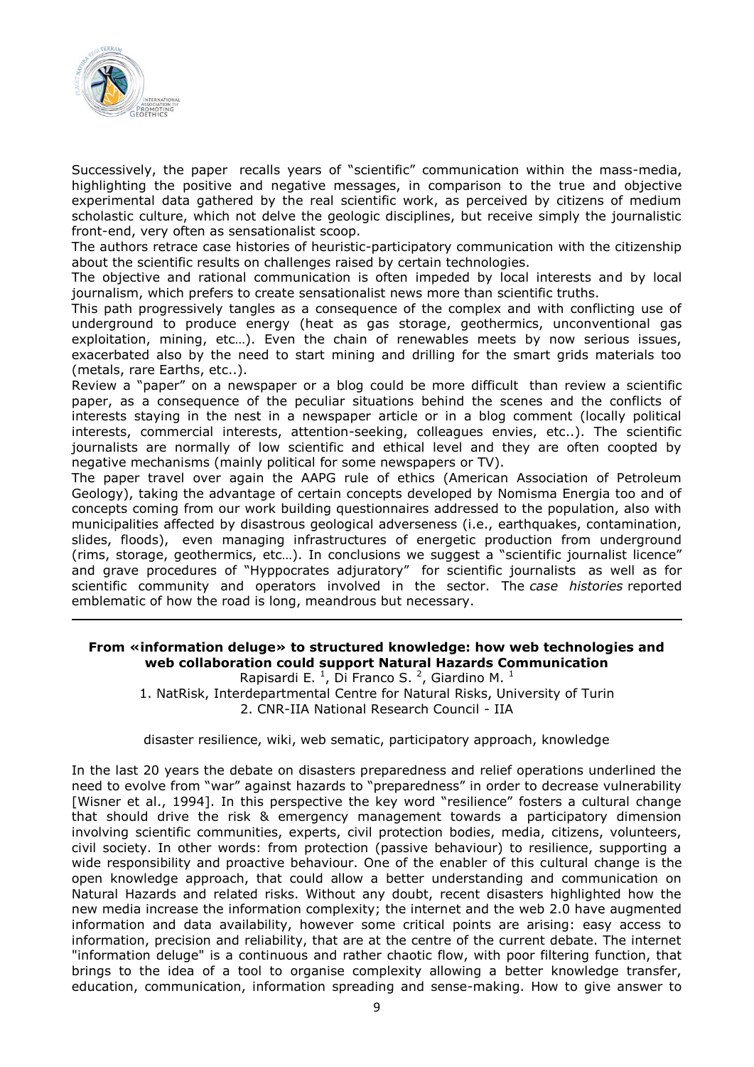Successively, the paper recalls years of "scientific" communication within the mass-media, highlighting the positive and negative messages, in comparison to the true and objective experimental data gathered by the real scientific work, as perceived by citizens of medium scholastic culture, which not delve the geologic disciplines, but receive simply the journalistic front-end, very often as sensationalist scoop.

The authors retrace case histories of heuristic-participatory communication with the citizenship about the scientific results on challenges raised by certain technologies.

The objective and rational communication is often impeded by local interests and by local journalism, which prefers to create sensationalist news more than scientific truths.

This path progressively tangles as a consequence of the complex and with conflicting use of underground to produce energy (heat as gas storage, geothermics, unconventional gas exploitation, mining, etc…). Even the chain of renewables meets by now serious issues, exacerbated also by the need to start mining and drilling for the smart grids materials too (metals, rare Earths, etc..).

Review a "paper" on a newspaper or a blog could be more difficult than review a scientific paper, as a consequence of the peculiar situations behind the scenes and the conflicts of interests staying in the nest in a newspaper article or in a blog comment (locally political interests, commercial interests, attention-seeking, colleagues envies, etc..). The scientific journalists are normally of low scientific and ethical level and they are often coopted by negative mechanisms (mainly political for some newspapers or TV).

The paper travel over again the AAPG rule of ethics (American Association of Petroleum Geology), taking the advantage of certain concepts developed by Nomisma Energia too and of concepts coming from our work building questionnaires addressed to the population, also with municipalities affected by disastrous geological adverseness (i.e., earthquakes, contamination, slides, floods), even managing infrastructures of energetic production from underground (rims, storage, geothermics, etc…). In conclusions we suggest a "scientific journalist licence" and grave procedures of "Hyppocrates adjuratory" for scientific journalists as well as for scientific community and operators involved in the sector. The *case histories* reported emblematic of how the road is long, meandrous but necessary.

---

### From «information deluge» to structured knowledge: how web technologies and web collaboration could support Natural Hazards Communication

Rapisardi E. [1], Di Franco S. [2], Giardino M. [1]

1. NatRisk, Interdepartmental Centre for Natural Risks, University of Turin
2. CNR-IIA National Research Council - IIA

disaster resilience, wiki, web sematic, participatory approach, knowledge

In the last 20 years the debate on disasters preparedness and relief operations underlined the need to evolve from "war" against hazards to "preparedness" in order to decrease vulnerability [Wisner et al., 1994]. In this perspective the key word "resilience" fosters a cultural change that should drive the risk & emergency management towards a participatory dimension involving scientific communities, experts, civil protection bodies, media, citizens, volunteers, civil society. In other words: from protection (passive behaviour) to resilience, supporting a wide responsibility and proactive behaviour. One of the enabler of this cultural change is the open knowledge approach, that could allow a better understanding and communication on Natural Hazards and related risks. Without any doubt, recent disasters highlighted how the new media increase the information complexity; the internet and the web 2.0 have augmented information and data availability, however some critical points are arising: easy access to information, precision and reliability, that are at the centre of the current debate. The internet "information deluge" is a continuous and rather chaotic flow, with poor filtering function, that brings to the idea of a tool to organise complexity allowing a better knowledge transfer, education, communication, information spreading and sense-making. How to give answer to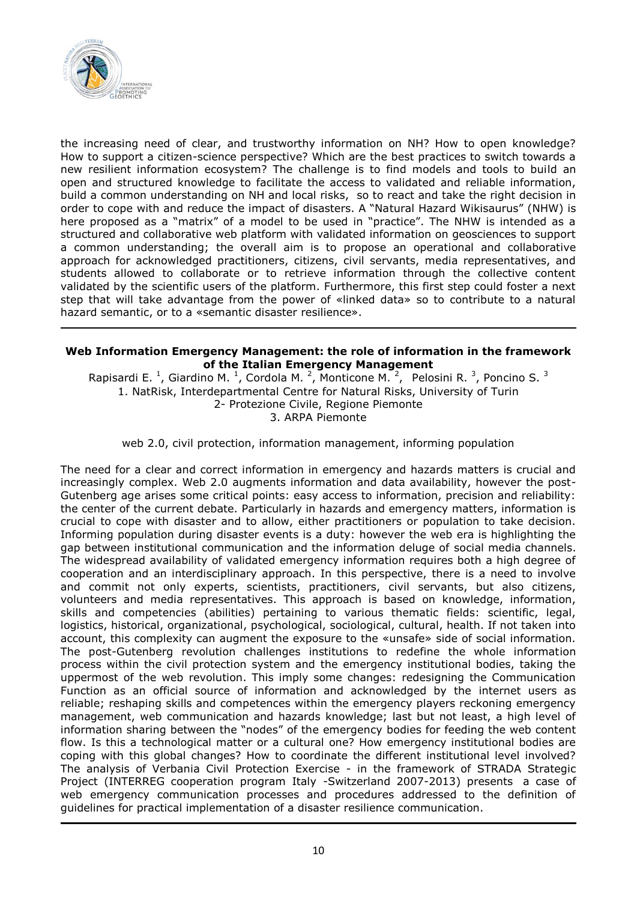the increasing need of clear, and trustworthy information on NH? How to open knowledge? How to support a citizen-science perspective? Which are the best practices to switch towards a new resilient information ecosystem? The challenge is to find models and tools to build an open and structured knowledge to facilitate the access to validated and reliable information, build a common understanding on NH and local risks, so to react and take the right decision in order to cope with and reduce the impact of disasters. A "Natural Hazard Wikisaurus" (NHW) is here proposed as a "matrix" of a model to be used in "practice". The NHW is intended as a structured and collaborative web platform with validated information on geosciences to support a common understanding; the overall aim is to propose an operational and collaborative approach for acknowledged practitioners, citizens, civil servants, media representatives, and students allowed to collaborate or to retrieve information through the collective content validated by the scientific users of the platform. Furthermore, this first step could foster a next step that will take advantage from the power of «linked data» so to contribute to a natural hazard semantic, or to a «semantic disaster resilience».

---

**Web Information Emergency Management: the role of information in the framework of the Italian Emergency Management**

Rapisardi E. [1], Giardino M. [1], Cordola M. [2], Monticone M. [2], Pelosini R. [3], Poncino S. [3]

1. NatRisk, Interdepartmental Centre for Natural Risks, University of Turin
2- Protezione Civile, Regione Piemonte
3. ARPA Piemonte

web 2.0, civil protection, information management, informing population

The need for a clear and correct information in emergency and hazards matters is crucial and increasingly complex. Web 2.0 augments information and data availability, however the post-Gutenberg age arises some critical points: easy access to information, precision and reliability: the center of the current debate. Particularly in hazards and emergency matters, information is crucial to cope with disaster and to allow, either practitioners or population to take decision. Informing population during disaster events is a duty: however the web era is highlighting the gap between institutional communication and the information deluge of social media channels. The widespread availability of validated emergency information requires both a high degree of cooperation and an interdisciplinary approach. In this perspective, there is a need to involve and commit not only experts, scientists, practitioners, civil servants, but also citizens, volunteers and media representatives. This approach is based on knowledge, information, skills and competencies (abilities) pertaining to various thematic fields: scientific, legal, logistics, historical, organizational, psychological, sociological, cultural, health. If not taken into account, this complexity can augment the exposure to the «unsafe» side of social information. The post-Gutenberg revolution challenges institutions to redefine the whole information process within the civil protection system and the emergency institutional bodies, taking the uppermost of the web revolution. This imply some changes: redesigning the Communication Function as an official source of information and acknowledged by the internet users as reliable; reshaping skills and competences within the emergency players reckoning emergency management, web communication and hazards knowledge; last but not least, a high level of information sharing between the "nodes" of the emergency bodies for feeding the web content flow. Is this a technological matter or a cultural one? How emergency institutional bodies are coping with this global changes? How to coordinate the different institutional level involved? The analysis of Verbania Civil Protection Exercise - in the framework of STRADA Strategic Project (INTERREG cooperation program Italy -Switzerland 2007-2013) presents a case of web emergency communication processes and procedures addressed to the definition of guidelines for practical implementation of a disaster resilience communication.

---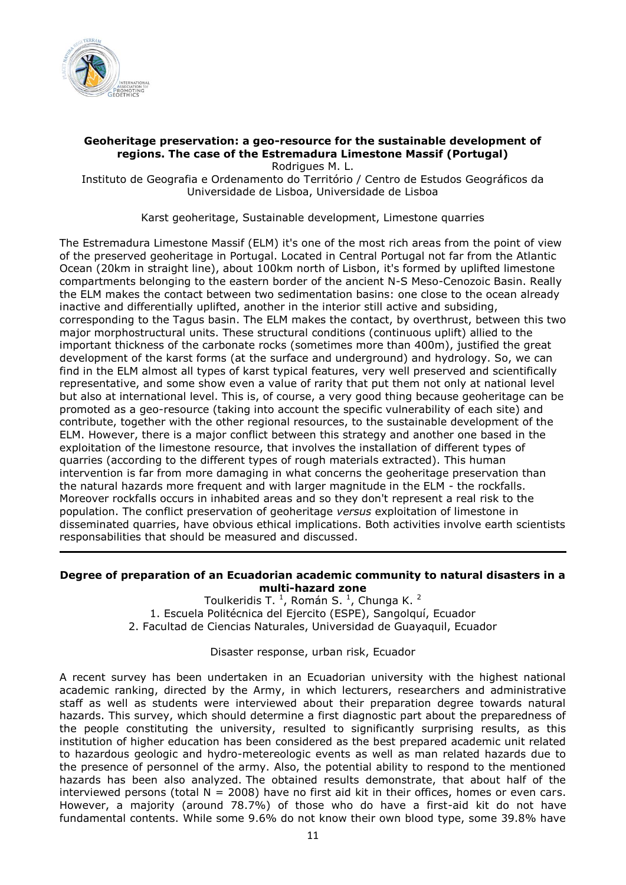### Geoheritage preservation: a geo-resource for the sustainable development of regions. The case of the Estremadura Limestone Massif (Portugal)

Rodrigues M. L.

Instituto de Geografia e Ordenamento do Território / Centro de Estudos Geográficos da Universidade de Lisboa, Universidade de Lisboa

Karst geoheritage, Sustainable development, Limestone quarries

The Estremadura Limestone Massif (ELM) it's one of the most rich areas from the point of view of the preserved geoheritage in Portugal. Located in Central Portugal not far from the Atlantic Ocean (20km in straight line), about 100km north of Lisbon, it's formed by uplifted limestone compartments belonging to the eastern border of the ancient N-S Meso-Cenozoic Basin. Really the ELM makes the contact between two sedimentation basins: one close to the ocean already inactive and differentially uplifted, another in the interior still active and subsiding, corresponding to the Tagus basin. The ELM makes the contact, by overthrust, between this two major morphostructural units. These structural conditions (continuous uplift) allied to the important thickness of the carbonate rocks (sometimes more than 400m), justified the great development of the karst forms (at the surface and underground) and hydrology. So, we can find in the ELM almost all types of karst typical features, very well preserved and scientifically representative, and some show even a value of rarity that put them not only at national level but also at international level. This is, of course, a very good thing because geoheritage can be promoted as a geo-resource (taking into account the specific vulnerability of each site) and contribute, together with the other regional resources, to the sustainable development of the ELM. However, there is a major conflict between this strategy and another one based in the exploitation of the limestone resource, that involves the installation of different types of quarries (according to the different types of rough materials extracted). This human intervention is far from more damaging in what concerns the geoheritage preservation than the natural hazards more frequent and with larger magnitude in the ELM - the rockfalls. Moreover rockfalls occurs in inhabited areas and so they don't represent a real risk to the population. The conflict preservation of geoheritage *versus* exploitation of limestone in disseminated quarries, have obvious ethical implications. Both activities involve earth scientists responsabilities that should be measured and discussed.

---

### Degree of preparation of an Ecuadorian academic community to natural disasters in a multi-hazard zone

Toulkeridis T. [1], Román S. [1], Chunga K. [2]

1. Escuela Politécnica del Ejercito (ESPE), Sangolquí, Ecuador
2. Facultad de Ciencias Naturales, Universidad de Guayaquil, Ecuador

Disaster response, urban risk, Ecuador

A recent survey has been undertaken in an Ecuadorian university with the highest national academic ranking, directed by the Army, in which lecturers, researchers and administrative staff as well as students were interviewed about their preparation degree towards natural hazards. This survey, which should determine a first diagnostic part about the preparedness of the people constituting the university, resulted to significantly surprising results, as this institution of higher education has been considered as the best prepared academic unit related to hazardous geologic and hydro-metereologic events as well as man related hazards due to the presence of personnel of the army. Also, the potential ability to respond to the mentioned hazards has been also analyzed. The obtained results demonstrate, that about half of the interviewed persons (total N = 2008) have no first aid kit in their offices, homes or even cars. However, a majority (around 78.7%) of those who do have a first-aid kit do not have fundamental contents. While some 9.6% do not know their own blood type, some 39.8% have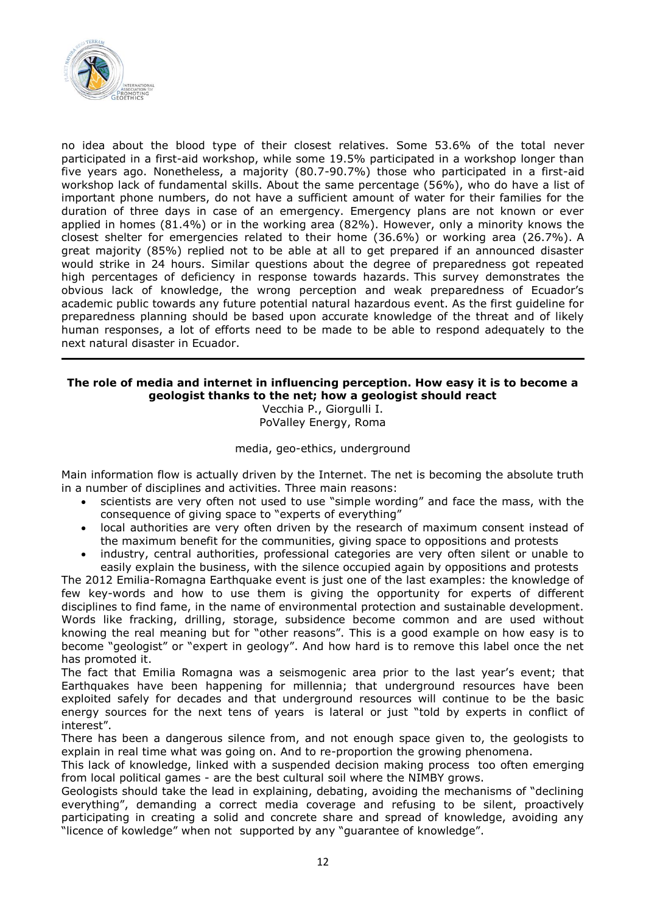no idea about the blood type of their closest relatives. Some 53.6% of the total never participated in a first-aid workshop, while some 19.5% participated in a workshop longer than five years ago. Nonetheless, a majority (80.7-90.7%) those who participated in a first-aid workshop lack of fundamental skills. About the same percentage (56%), who do have a list of important phone numbers, do not have a sufficient amount of water for their families for the duration of three days in case of an emergency. Emergency plans are not known or ever applied in homes (81.4%) or in the working area (82%). However, only a minority knows the closest shelter for emergencies related to their home (36.6%) or working area (26.7%). A great majority (85%) replied not to be able at all to get prepared if an announced disaster would strike in 24 hours. Similar questions about the degree of preparedness got repeated high percentages of deficiency in response towards hazards. This survey demonstrates the obvious lack of knowledge, the wrong perception and weak preparedness of Ecuador's academic public towards any future potential natural hazardous event. As the first guideline for preparedness planning should be based upon accurate knowledge of the threat and of likely human responses, a lot of efforts need to be made to be able to respond adequately to the next natural disaster in Ecuador.

---

**The role of media and internet in influencing perception. How easy it is to become a geologist thanks to the net; how a geologist should react**

Vecchia P., Giorgulli I.
PoValley Energy, Roma

media, geo-ethics, underground

Main information flow is actually driven by the Internet. The net is becoming the absolute truth in a number of disciplines and activities. Three main reasons:

- scientists are very often not used to use "simple wording" and face the mass, with the consequence of giving space to "experts of everything"
- local authorities are very often driven by the research of maximum consent instead of the maximum benefit for the communities, giving space to oppositions and protests
- industry, central authorities, professional categories are very often silent or unable to easily explain the business, with the silence occupied again by oppositions and protests

The 2012 Emilia-Romagna Earthquake event is just one of the last examples: the knowledge of few key-words and how to use them is giving the opportunity for experts of different disciplines to find fame, in the name of environmental protection and sustainable development. Words like fracking, drilling, storage, subsidence become common and are used without knowing the real meaning but for "other reasons". This is a good example on how easy is to become "geologist" or "expert in geology". And how hard is to remove this label once the net has promoted it.

The fact that Emilia Romagna was a seismogenic area prior to the last year's event; that Earthquakes have been happening for millennia; that underground resources have been exploited safely for decades and that underground resources will continue to be the basic energy sources for the next tens of years is lateral or just "told by experts in conflict of interest".

There has been a dangerous silence from, and not enough space given to, the geologists to explain in real time what was going on. And to re-proportion the growing phenomena.

This lack of knowledge, linked with a suspended decision making process too often emerging from local political games - are the best cultural soil where the NIMBY grows.

Geologists should take the lead in explaining, debating, avoiding the mechanisms of "declining everything", demanding a correct media coverage and refusing to be silent, proactively participating in creating a solid and concrete share and spread of knowledge, avoiding any "licence of kowledge" when not supported by any "guarantee of knowledge".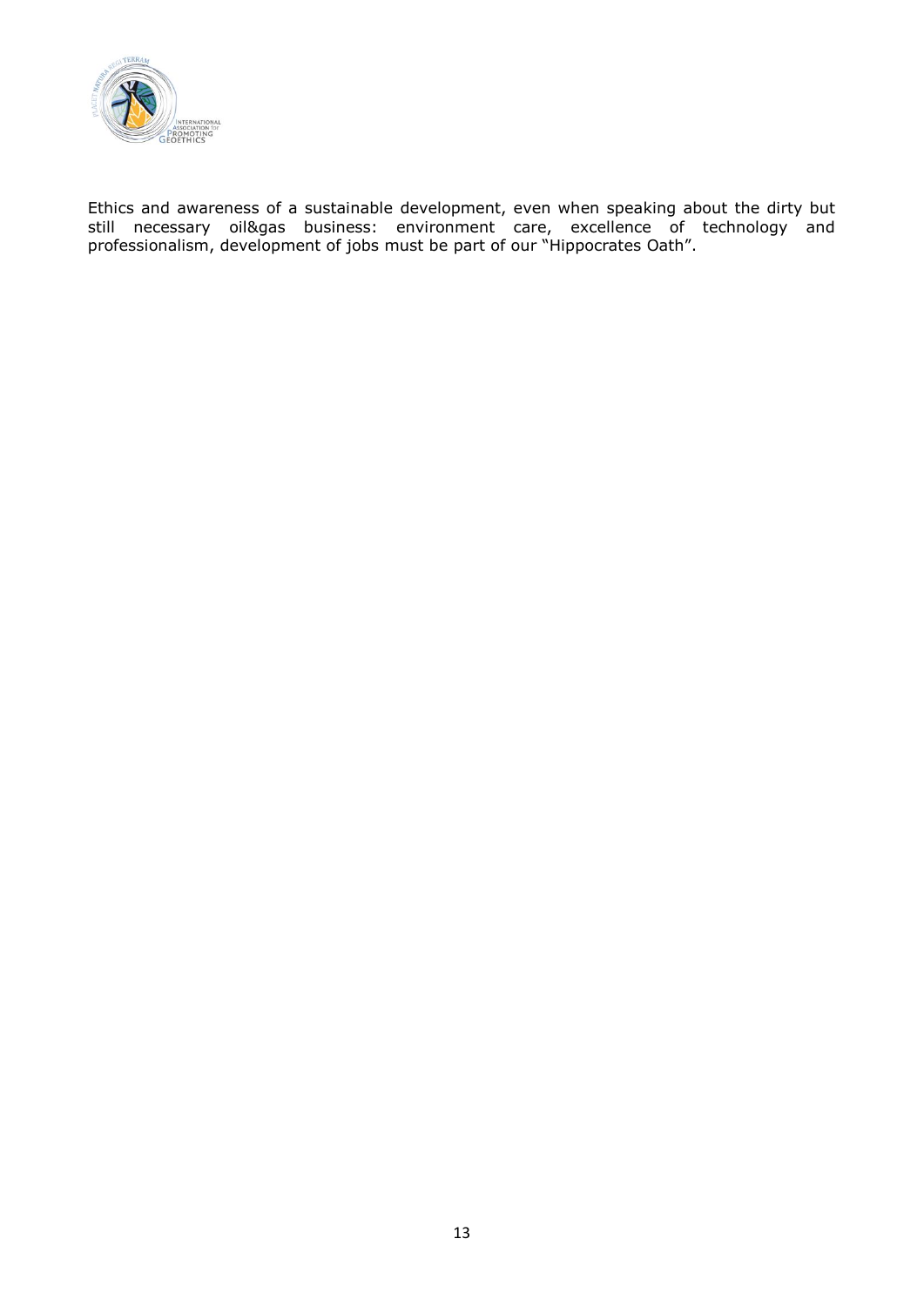Ethics and awareness of a sustainable development, even when speaking about the dirty but still necessary oil&gas business: environment care, excellence of technology and professionalism, development of jobs must be part of our "Hippocrates Oath".